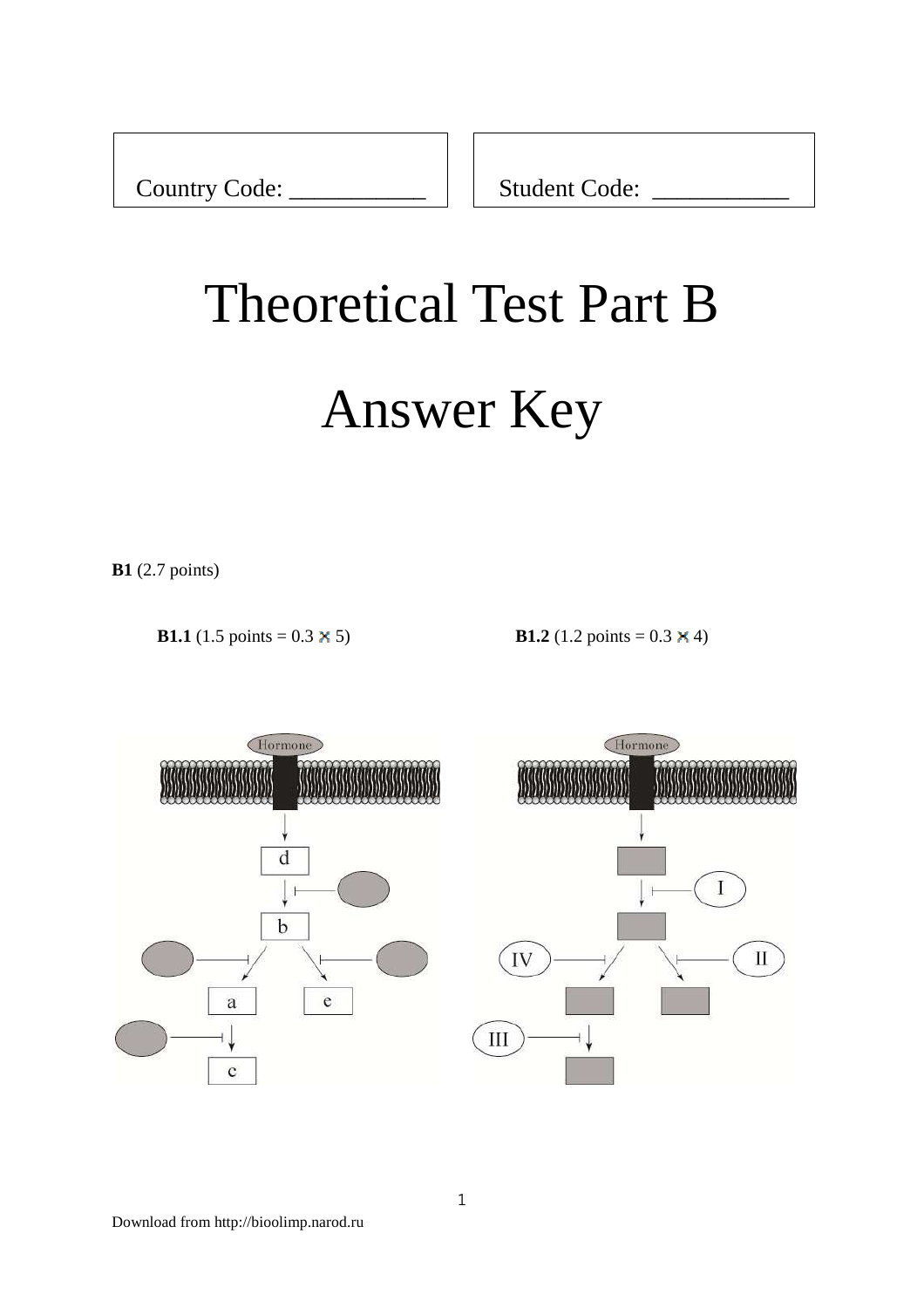Country Code: ___________

Student Code: ___________

# Theoretical Test Part B

# Answer Key

**B1** (2.7 points)

**B1.1** (1.5 points = 0.3 × 5)

**B1.2** (1.2 points = 0.3 × 4)

Download from http://bioolimp.narod.ru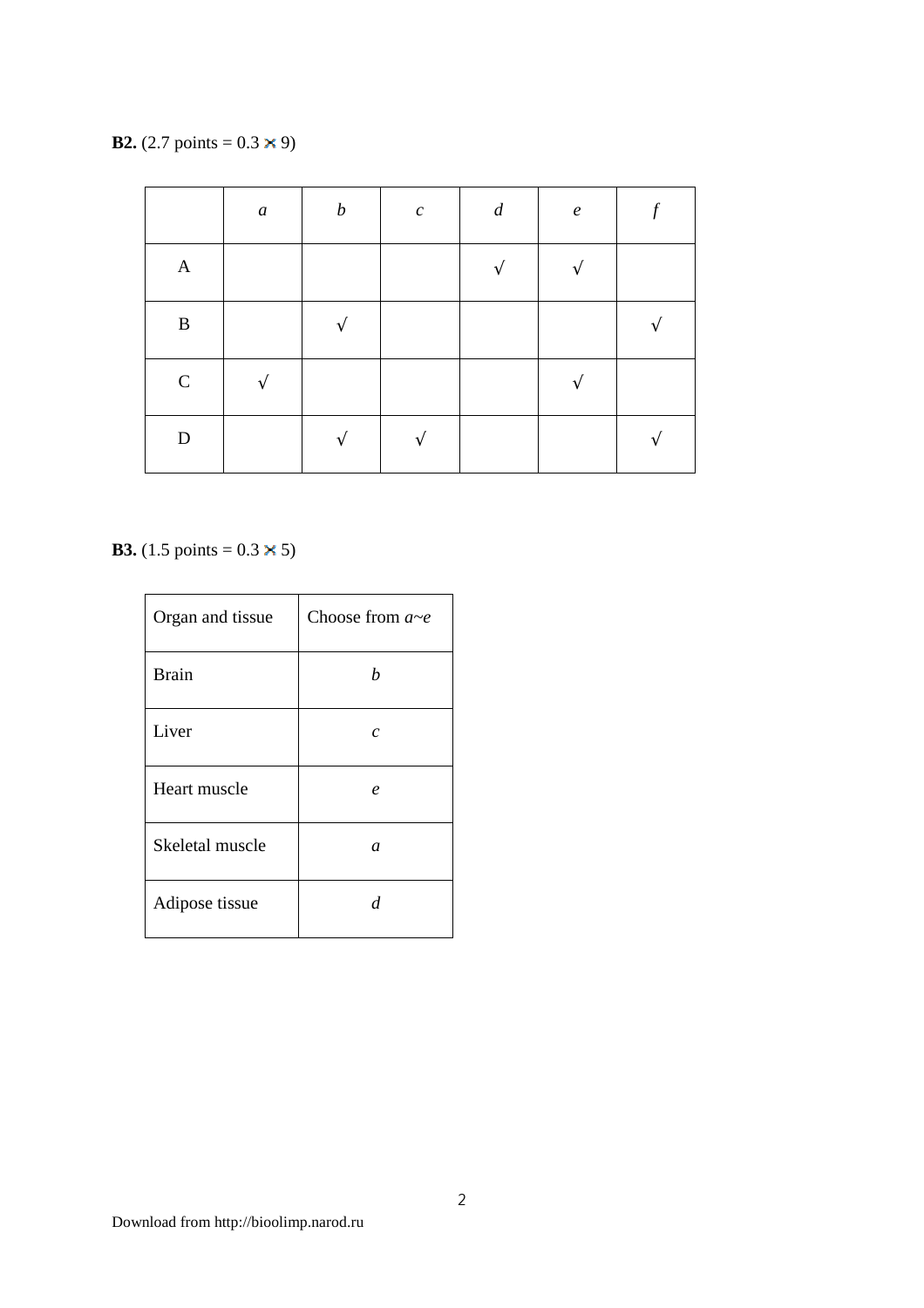**B2.** (2.7 points = 0.3 × 9)

| | *a* | *b* | *c* | *d* | *e* | *f* |
|---|---|---|---|---|---|---|
| A | | | | √ | √ | |
| B | | √ | | | | √ |
| C | √ | | | | √ | |
| D | | √ | √ | | | √ |

**B3.** (1.5 points = 0.3 × 5)

| Organ and tissue | Choose from *a*~*e* |
|---|---|
| Brain | *b* |
| Liver | *c* |
| Heart muscle | *e* |
| Skeletal muscle | *a* |
| Adipose tissue | *d* |

Download from http://bioolimp.narod.ru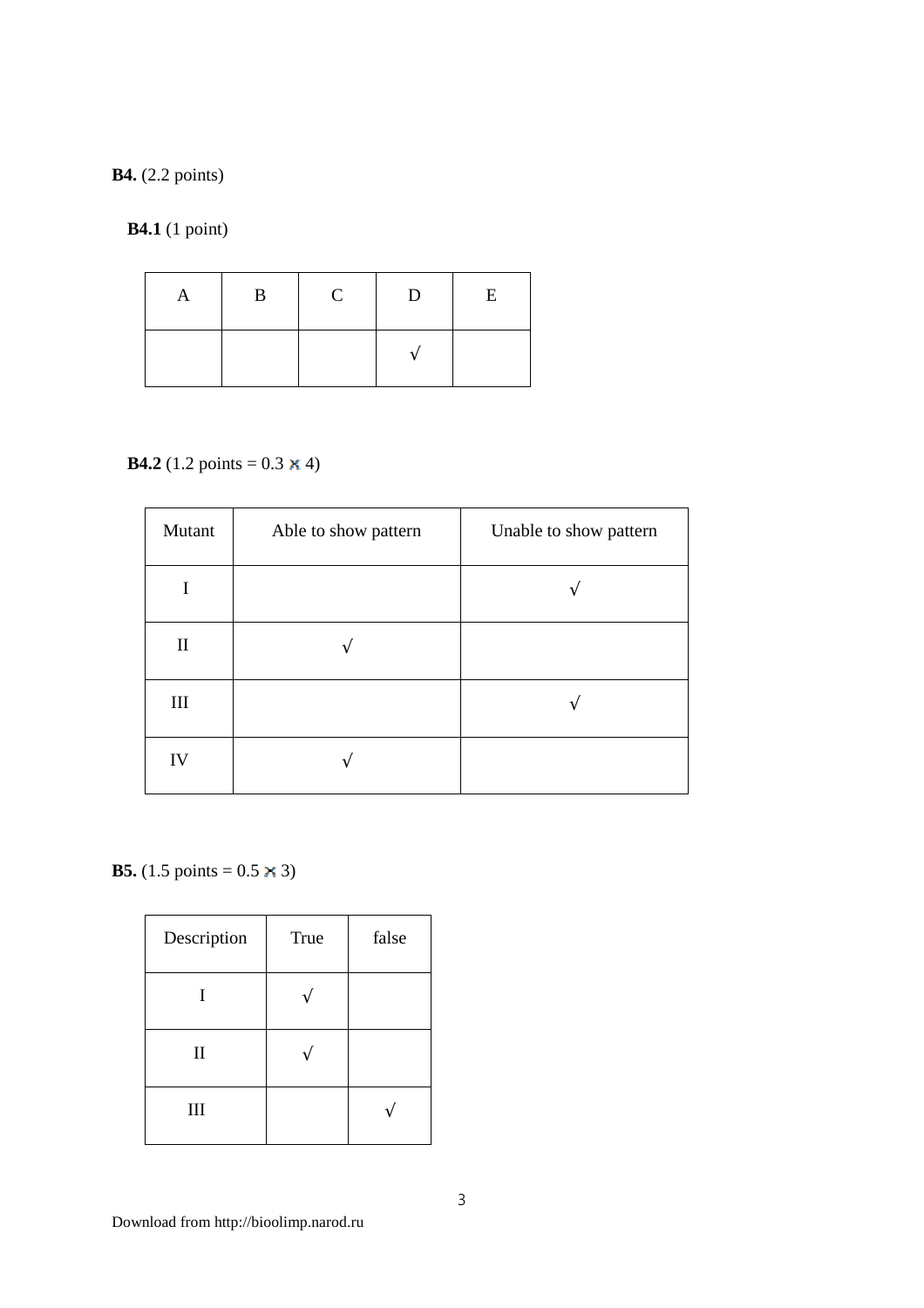**B4.** (2.2 points)

**B4.1** (1 point)

| A | B | C | D | E |
|---|---|---|---|---|
| | | | √ | |

**B4.2** (1.2 points = 0.3 × 4)

| Mutant | Able to show pattern | Unable to show pattern |
|---|---|---|
| I | | √ |
| II | √ | |
| III | | √ |
| IV | √ | |

**B5.** (1.5 points = 0.5 × 3)

| Description | True | false |
|---|---|---|
| I | √ | |
| II | √ | |
| III | | √ |

Download from http://bioolimp.narod.ru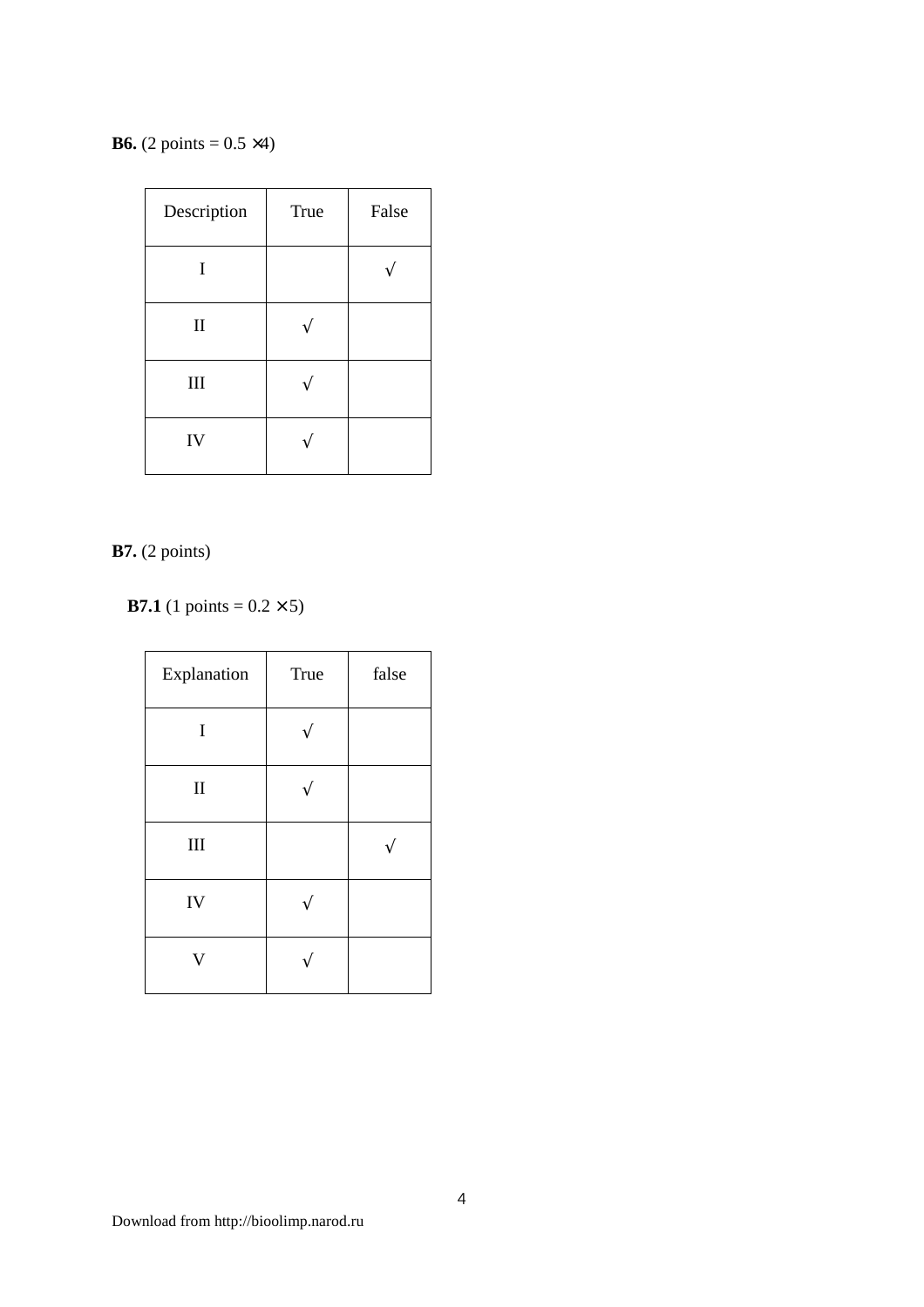**B6.** (2 points = 0.5 ×4)

| Description | True | False |
|---|---|---|
| I | | √ |
| II | √ | |
| III | √ | |
| IV | √ | |

**B7.** (2 points)

**B7.1** (1 points = 0.2 × 5)

| Explanation | True | false |
|---|---|---|
| I | √ | |
| II | √ | |
| III | | √ |
| IV | √ | |
| V | √ | |

Download from http://bioolimp.narod.ru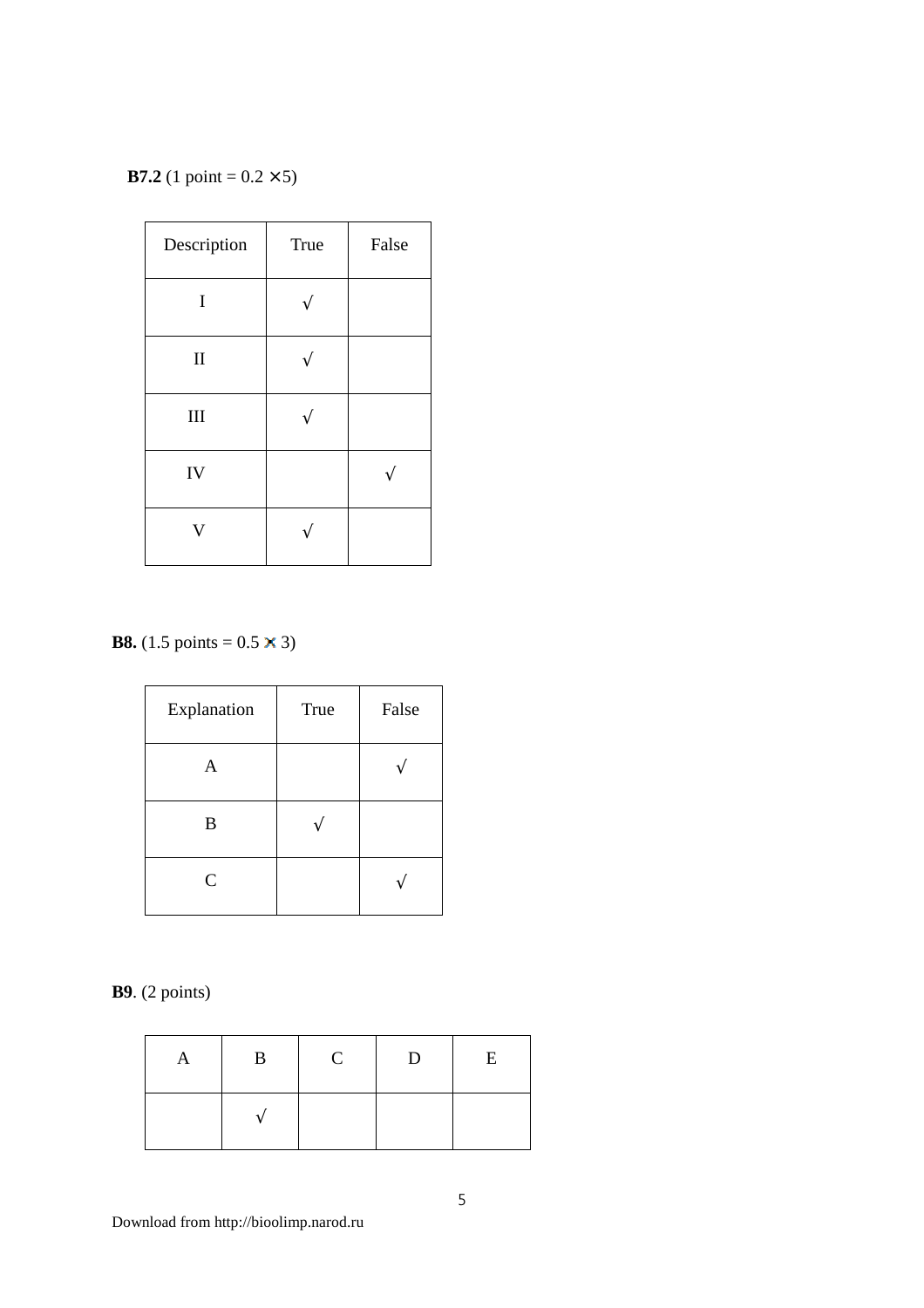**B7.2** (1 point = 0.2 × 5)

| Description | True | False |
|---|---|---|
| I | √ | |
| II | √ | |
| III | √ | |
| IV | | √ |
| V | √ | |

**B8.** (1.5 points = 0.5 × 3)

| Explanation | True | False |
|---|---|---|
| A | | √ |
| B | √ | |
| C | | √ |

**B9**. (2 points)

| A | B | C | D | E |
|---|---|---|---|---|
| | √ | | | |

Download from http://bioolimp.narod.ru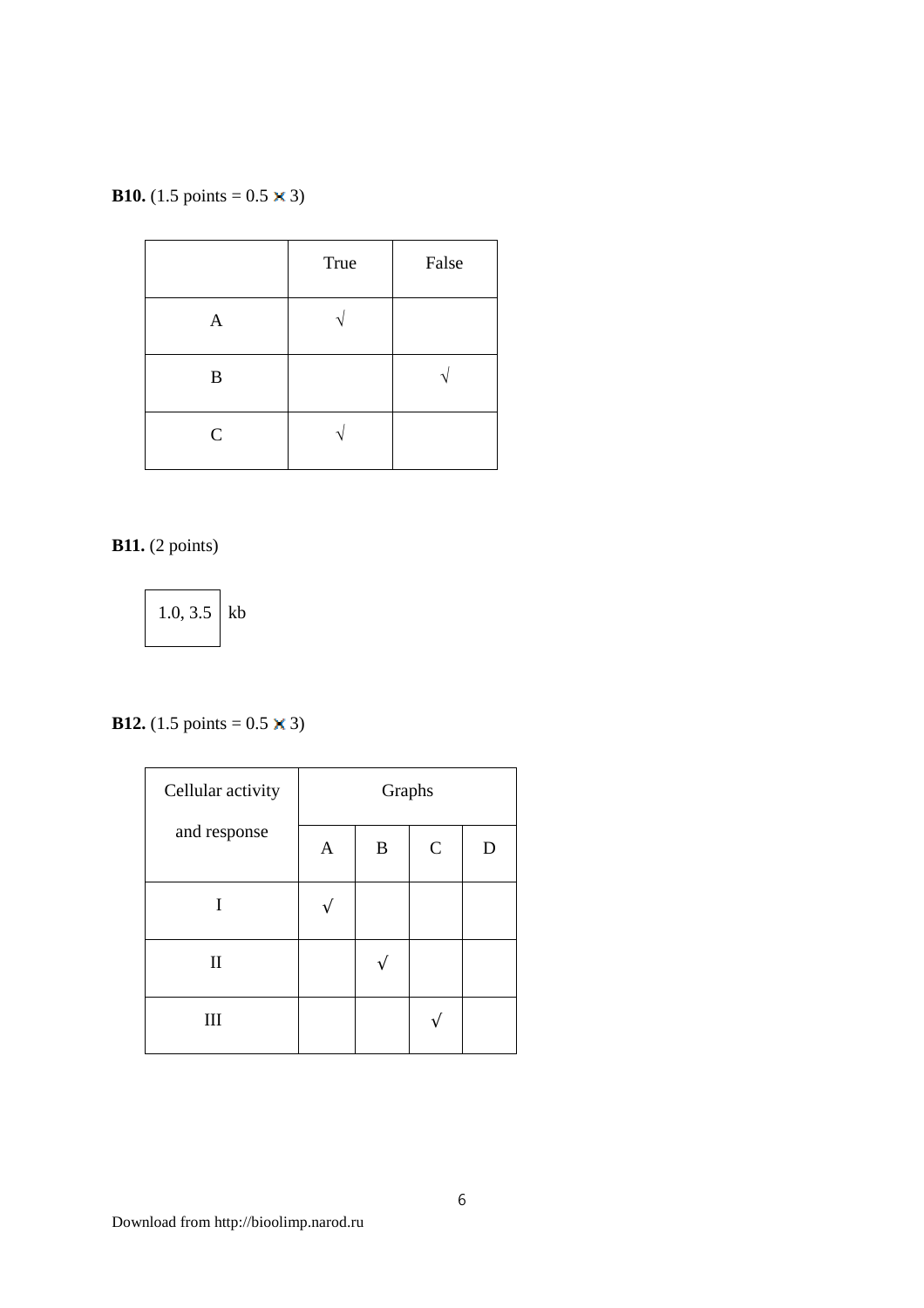**B10.** (1.5 points = 0.5 × 3)

| | True | False |
|---|---|---|
| A | √ | |
| B | | √ |
| C | √ | |

**B11.** (2 points)

| 1.0, 3.5 | kb |
|---|---|

**B12.** (1.5 points = 0.5 × 3)

| Cellular activity and response | Graphs | | | |
|---|---|---|---|---|
| | A | B | C | D |
| I | √ | | | |
| II | | √ | | |
| III | | | √ | |

Download from http://bioolimp.narod.ru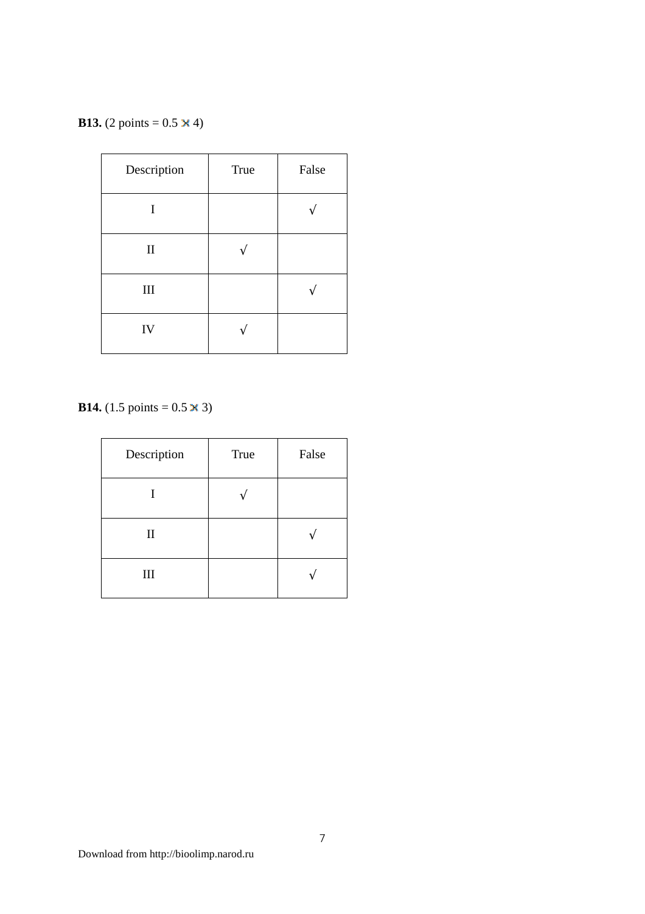**B13.** (2 points = 0.5 × 4)

| Description | True | False |
|---|---|---|
| I | | √ |
| II | √ | |
| III | | √ |
| IV | √ | |

**B14.** (1.5 points = 0.5 × 3)

| Description | True | False |
|---|---|---|
| I | √ | |
| II | | √ |
| III | | √ |

Download from http://bioolimp.narod.ru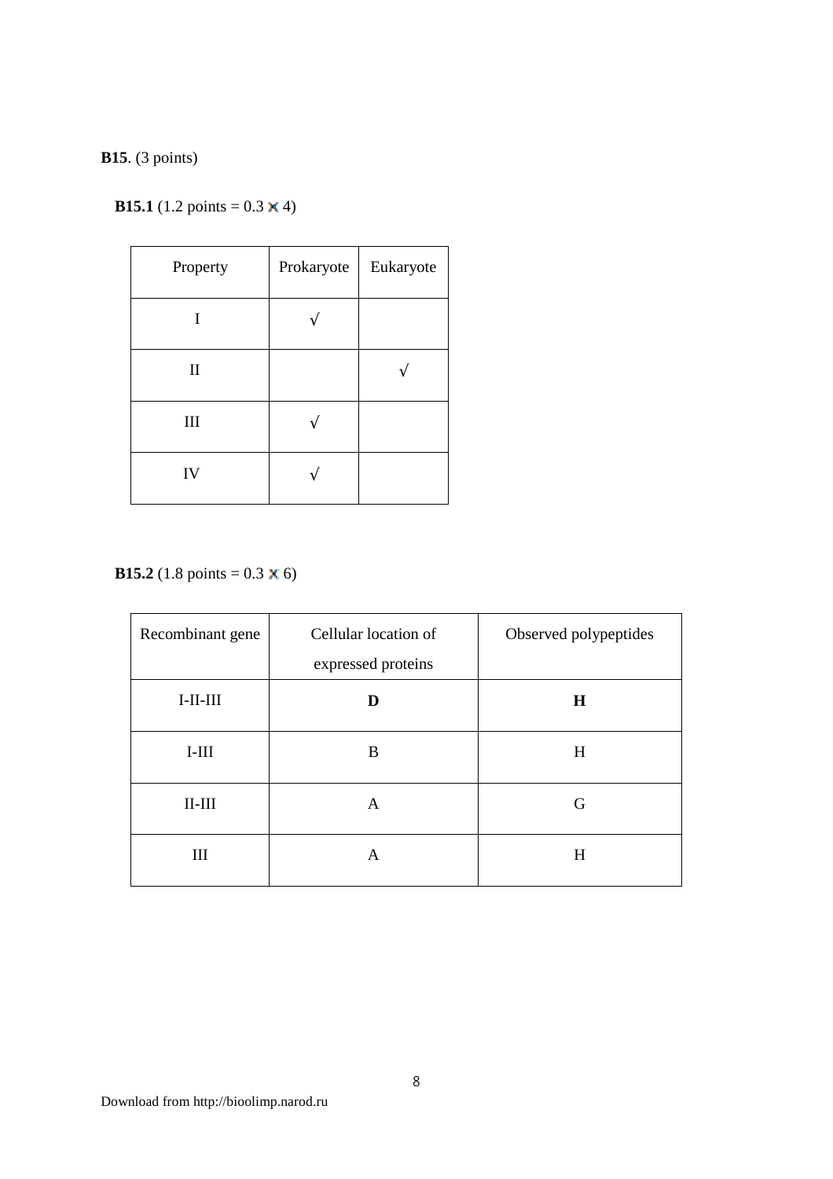**B15**. (3 points)

**B15.1** (1.2 points = 0.3 x 4)

| Property | Prokaryote | Eukaryote |
|---|---|---|
| I | √ | |
| II | | √ |
| III | √ | |
| IV | √ | |

**B15.2** (1.8 points = 0.3 x 6)

| Recombinant gene | Cellular location of expressed proteins | Observed polypeptides |
|---|---|---|
| I-II-III | **D** | **H** |
| I-III | B | H |
| II-III | A | G |
| III | A | H |

Download from http://bioolimp.narod.ru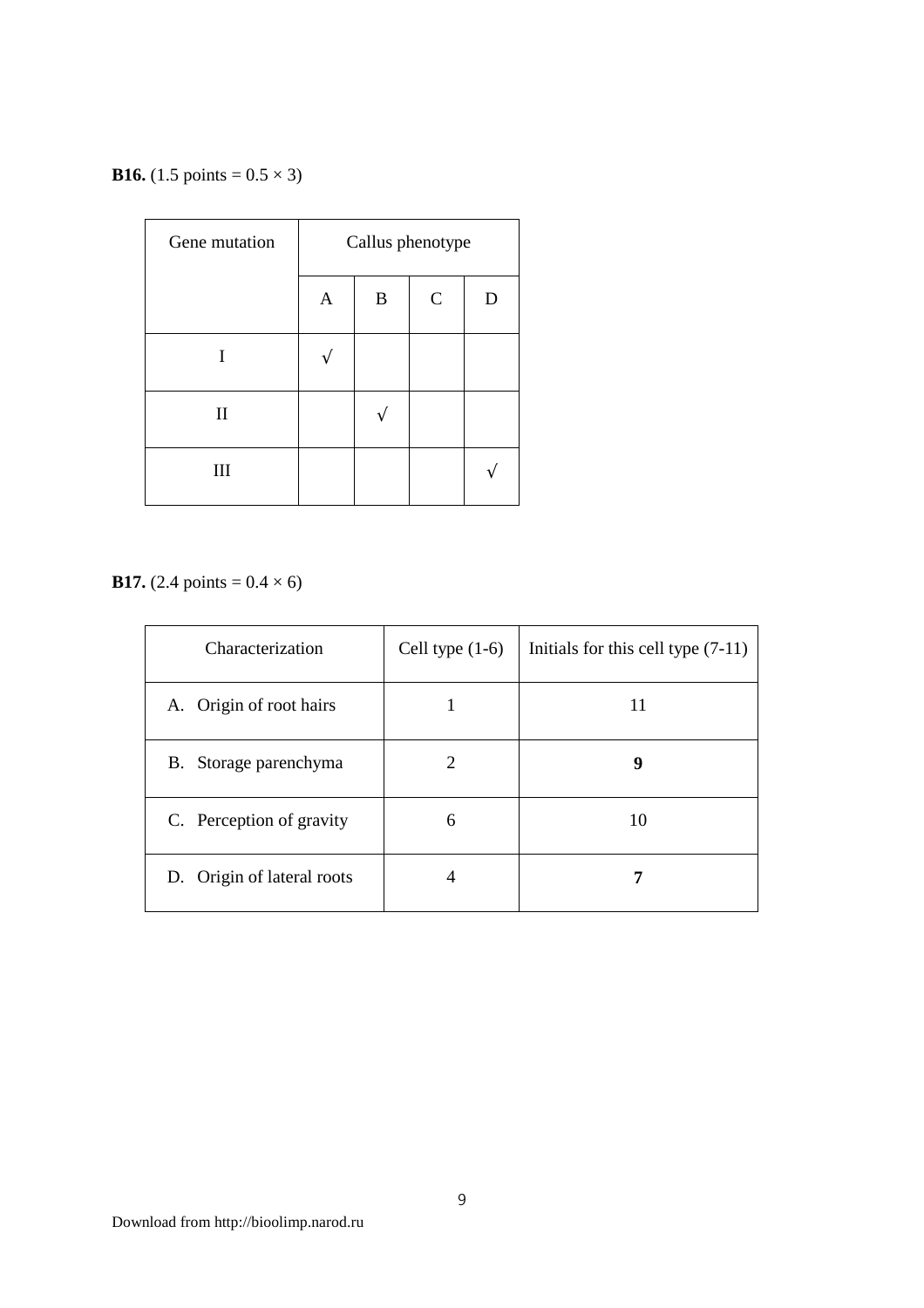**B16.** (1.5 points = 0.5 × 3)

| Gene mutation | Callus phenotype | | | |
|---|---|---|---|---|
| | A | B | C | D |
| I | √ | | | |
| II | | √ | | |
| III | | | | √ |

**B17.** (2.4 points = 0.4 × 6)

| Characterization | Cell type (1-6) | Initials for this cell type (7-11) |
|---|---|---|
| A. Origin of root hairs | 1 | 11 |
| B. Storage parenchyma | 2 | **9** |
| C. Perception of gravity | 6 | 10 |
| D. Origin of lateral roots | 4 | **7** |

Download from http://bioolimp.narod.ru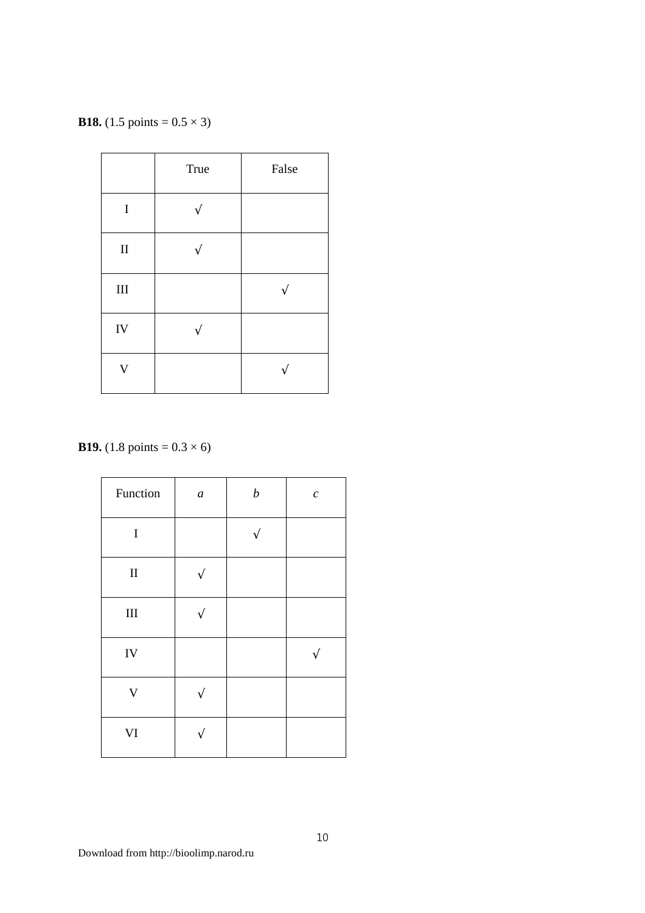**B18.** (1.5 points = 0.5 × 3)

| | True | False |
|---|---|---|
| I | √ | |
| II | √ | |
| III | | √ |
| IV | √ | |
| V | | √ |

**B19.** (1.8 points = 0.3 × 6)

| Function | *a* | *b* | *c* |
|---|---|---|---|
| I | | √ | |
| II | √ | | |
| III | √ | | |
| IV | | | √ |
| V | √ | | |
| VI | √ | | |

Download from http://bioolimp.narod.ru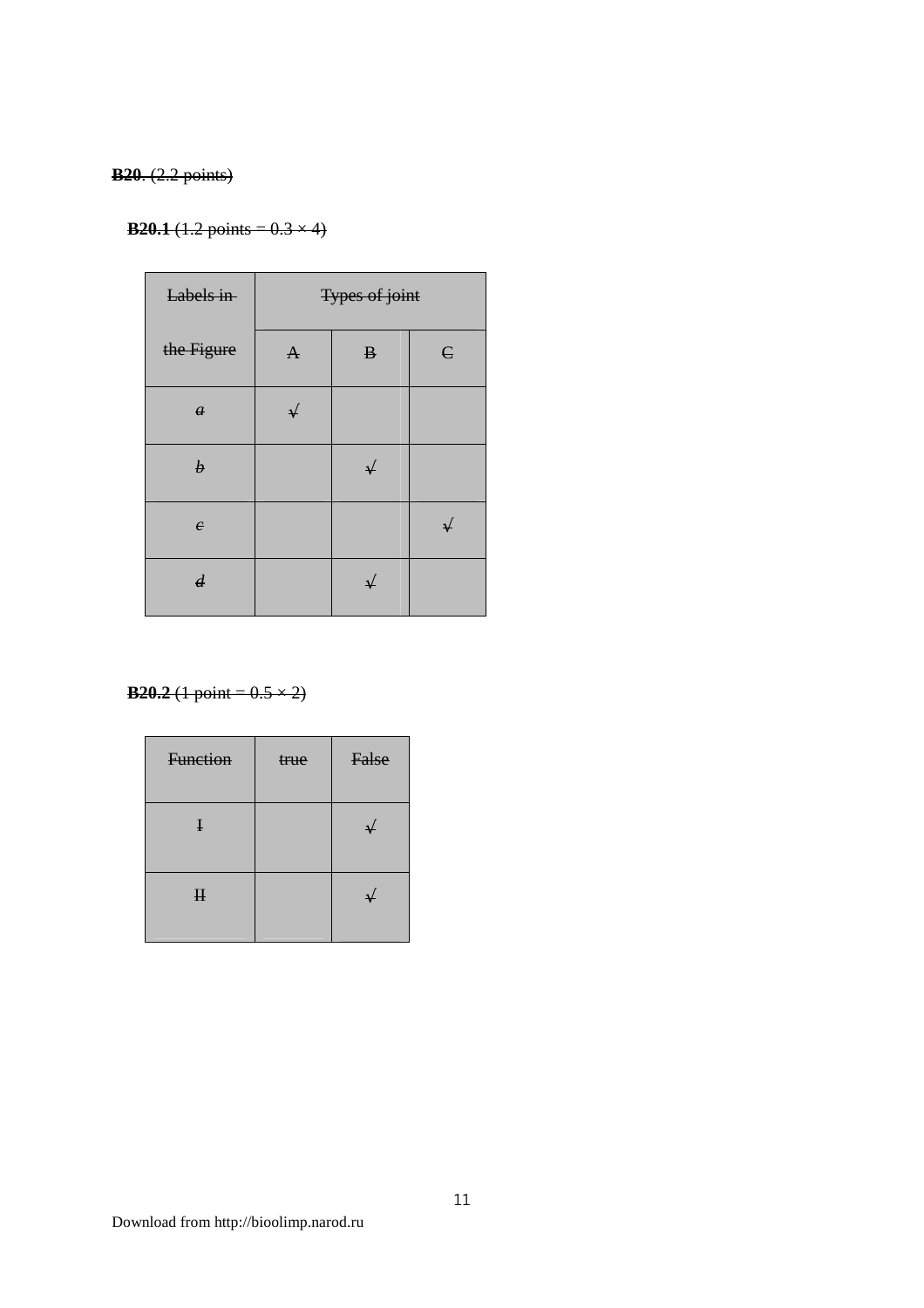**B20**. (2.2 points)

**B20.1** (1.2 points = 0.3 × 4)

| Labels in the Figure | Types of joint | | |
|---|---|---|---|
| | A | B | C |
| *a* | √ | | |
| *b* | | √ | |
| *c* | | | √ |
| *d* | | √ | |

**B20.2** (1 point = 0.5 × 2)

| Function | true | False |
|---|---|---|
| I | | √ |
| II | | √ |

Download from http://bioolimp.narod.ru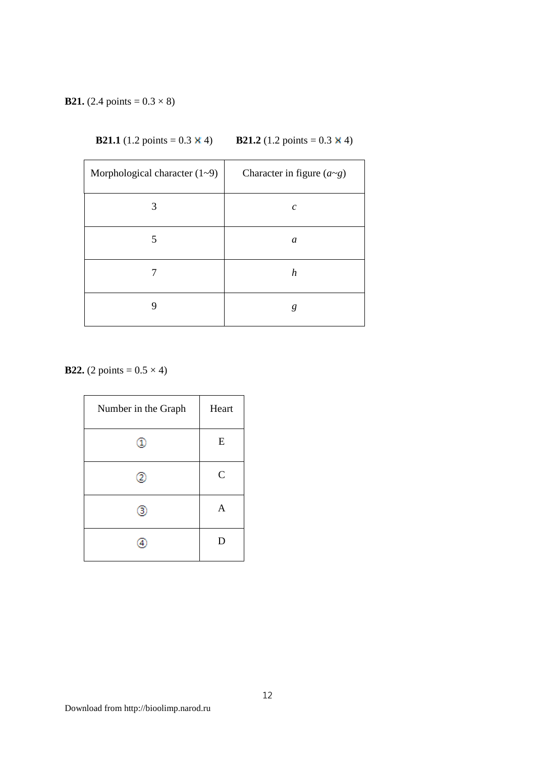**B21.** (2.4 points = 0.3 × 8)

**B21.1** (1.2 points = 0.3 × 4) **B21.2** (1.2 points = 0.3 × 4)

| Morphological character (1~9) | Character in figure (*a*~*g*) |
|---|---|
| 3 | *c* |
| 5 | *a* |
| 7 | *h* |
| 9 | *g* |

**B22.** (2 points = 0.5 × 4)

| Number in the Graph | Heart |
|---|---|
| ① | E |
| ② | C |
| ③ | A |
| ④ | D |

Download from http://bioolimp.narod.ru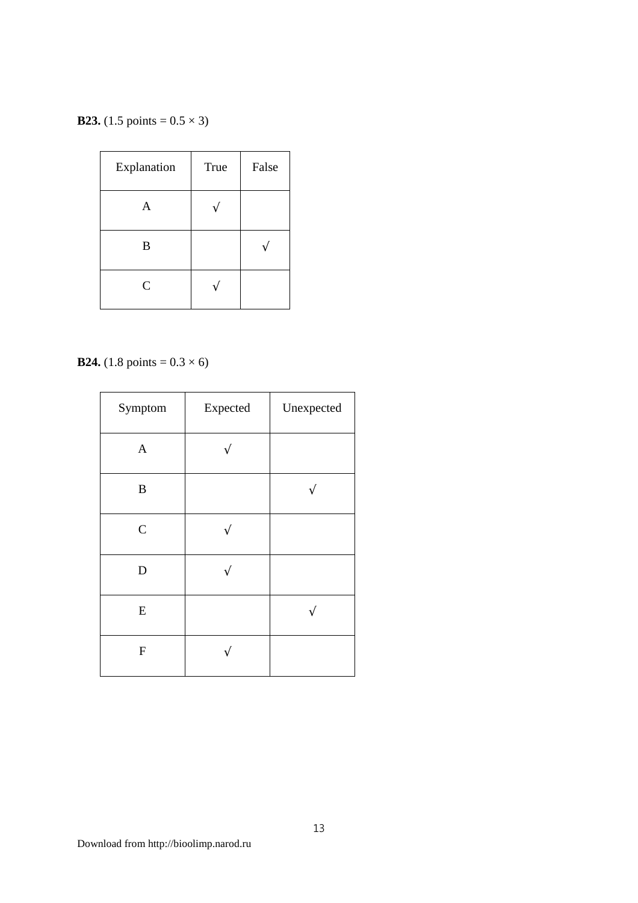**B23.** (1.5 points = 0.5 × 3)

| Explanation | True | False |
|---|---|---|
| A | √ | |
| B | | √ |
| C | √ | |

**B24.** (1.8 points = 0.3 × 6)

| Symptom | Expected | Unexpected |
|---|---|---|
| A | √ | |
| B | | √ |
| C | √ | |
| D | √ | |
| E | | √ |
| F | √ | |

Download from http://bioolimp.narod.ru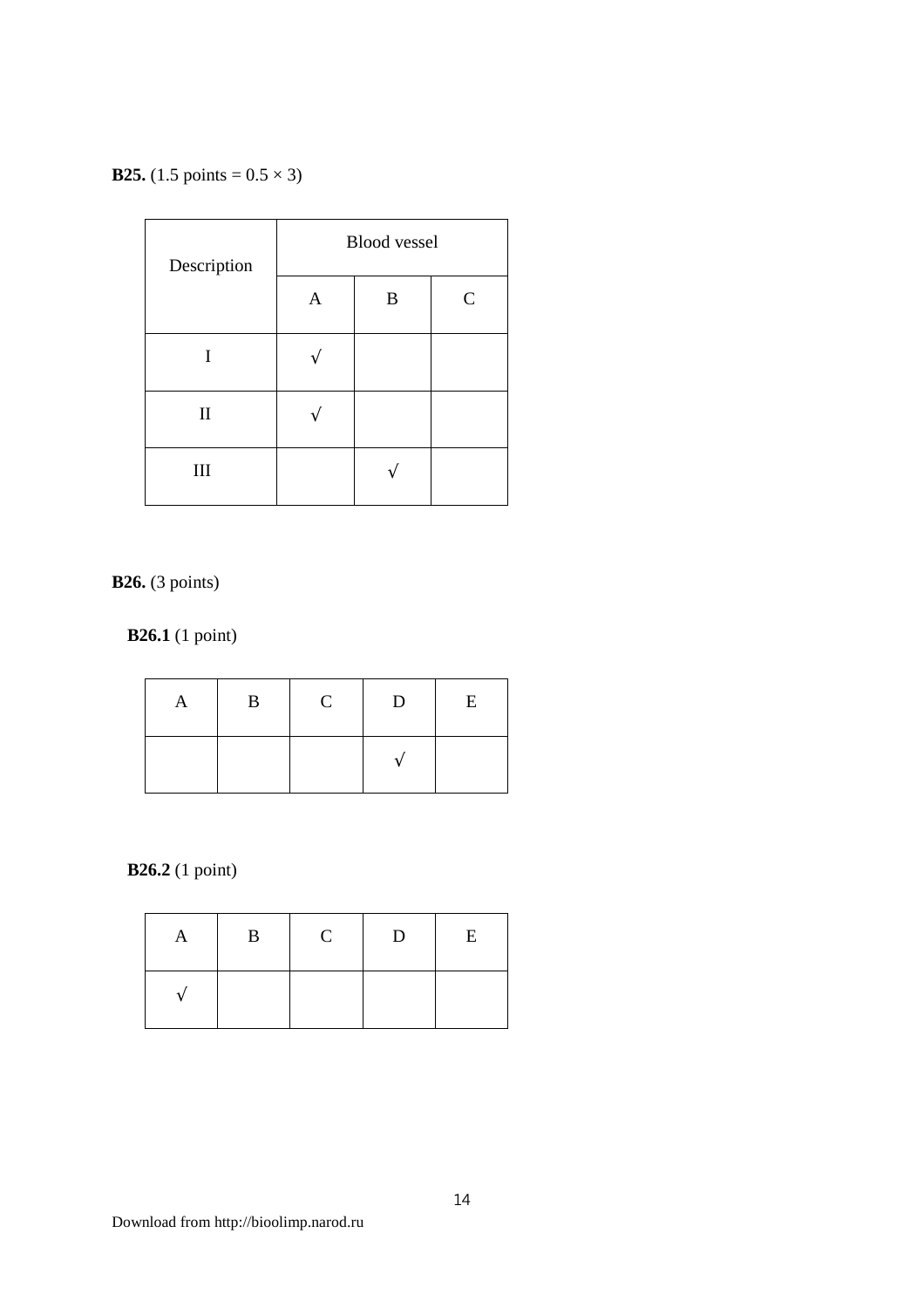**B25.** (1.5 points = 0.5 × 3)

| Description | Blood vessel | | |
|---|---|---|---|
| | A | B | C |
| I | √ | | |
| II | √ | | |
| III | | √ | |

**B26.** (3 points)

**B26.1** (1 point)

| A | B | C | D | E |
|---|---|---|---|---|
| | | | √ | |

**B26.2** (1 point)

| A | B | C | D | E |
|---|---|---|---|---|
| √ | | | | |

Download from http://bioolimp.narod.ru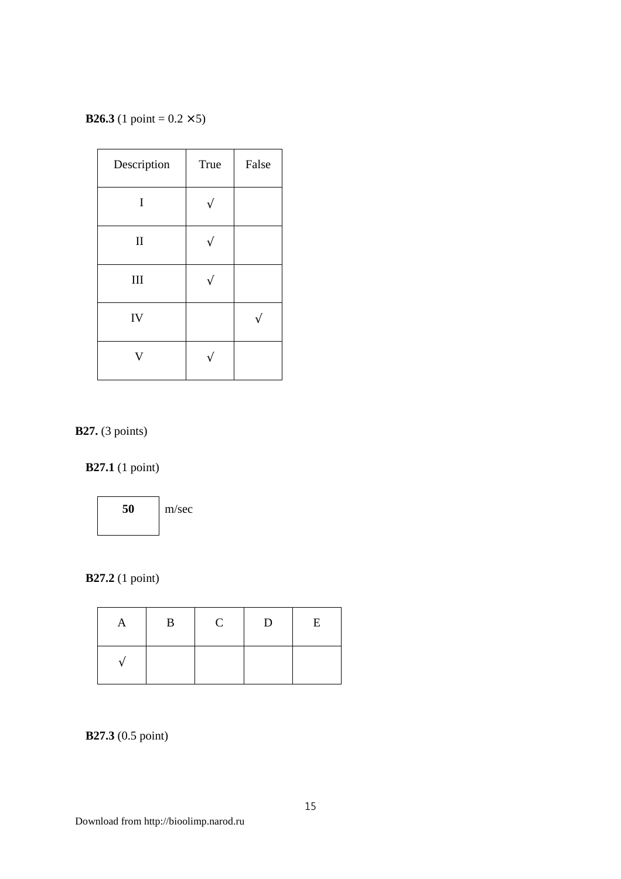**B26.3** (1 point = 0.2 × 5)

| Description | True | False |
|---|---|---|
| I | √ | |
| II | √ | |
| III | √ | |
| IV | | √ |
| V | √ | |

**B27.** (3 points)

**B27.1** (1 point)

| **50** | m/sec |
|---|---|

**B27.2** (1 point)

| A | B | C | D | E |
|---|---|---|---|---|
| √ | | | | |

**B27.3** (0.5 point)

Download from http://bioolimp.narod.ru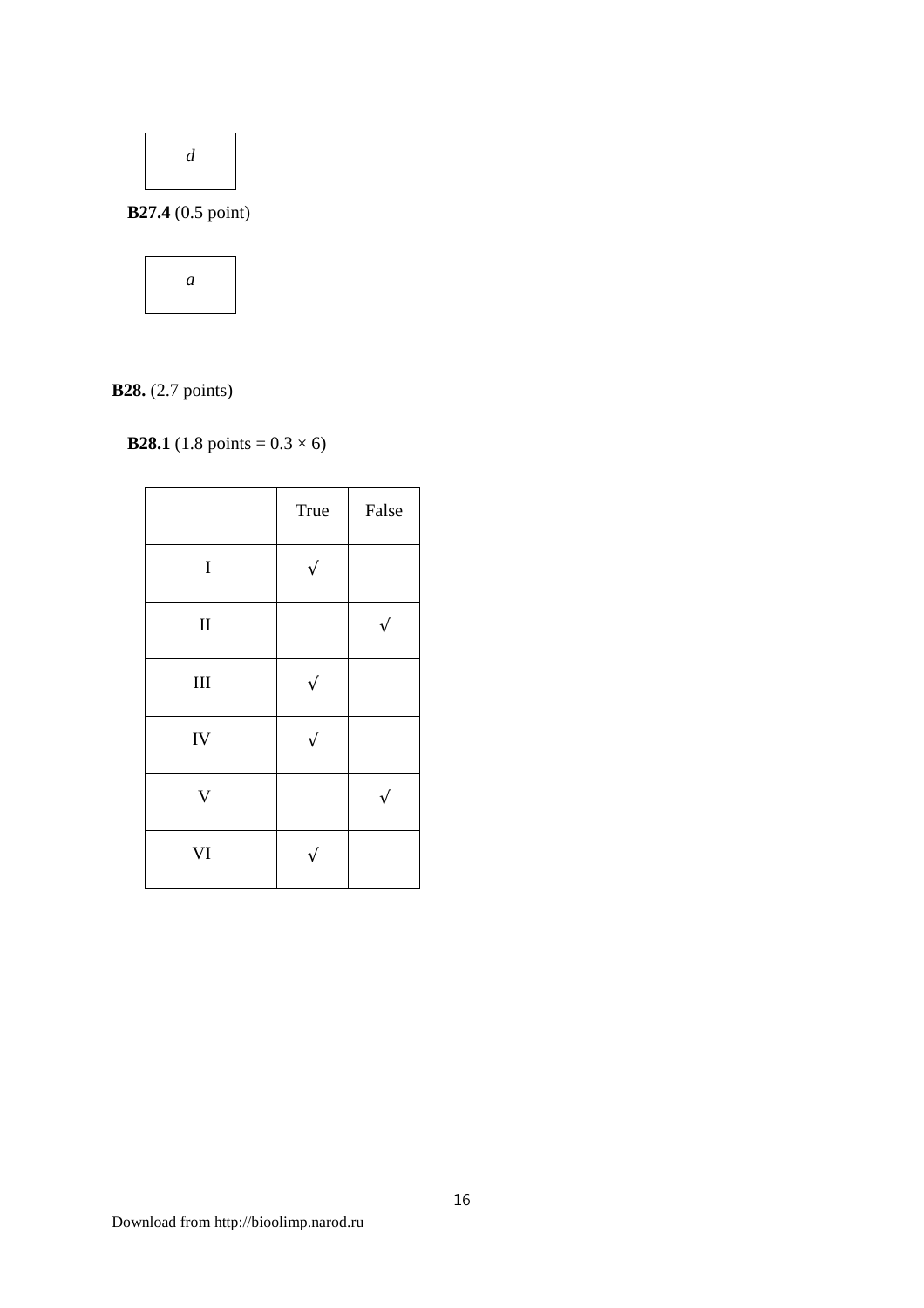| *d* |
|---|

**B27.4** (0.5 point)

| *a* |
|---|

**B28.** (2.7 points)

**B28.1** (1.8 points = 0.3 × 6)

| | True | False |
|---|---|---|
| I | √ | |
| II | | √ |
| III | √ | |
| IV | √ | |
| V | | √ |
| VI | √ | |

Download from http://bioolimp.narod.ru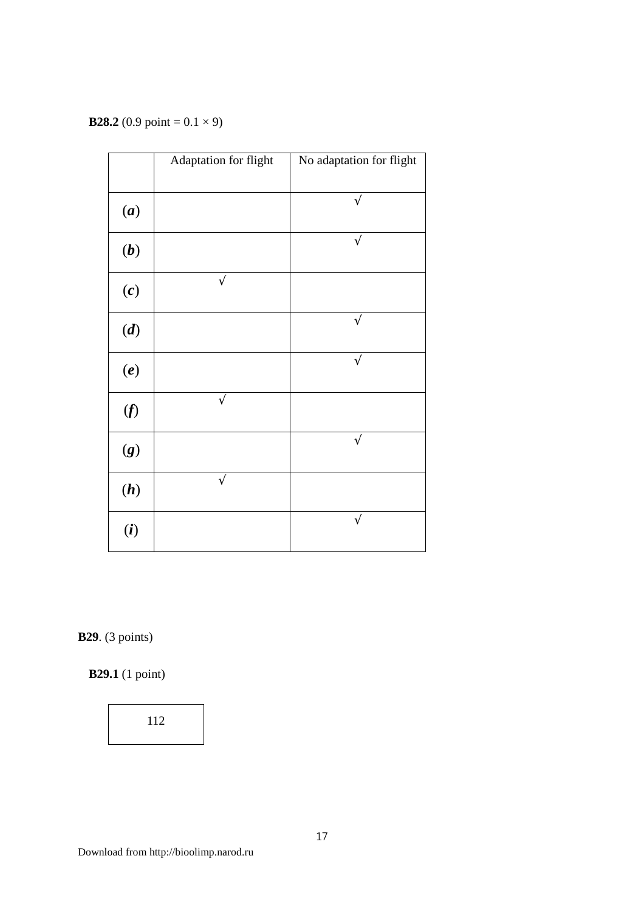**B28.2** (0.9 point = 0.1 × 9)

| | Adaptation for flight | No adaptation for flight |
|---|---|---|
| (***a***) | | √ |
| (***b***) | | √ |
| (***c***) | √ | |
| (***d***) | | √ |
| (***e***) | | √ |
| (***f***) | √ | |
| (***g***) | | √ |
| (***h***) | √ | |
| (***i***) | | √ |

**B29**. (3 points)

**B29.1** (1 point)

| 112 |
|---|

Download from http://bioolimp.narod.ru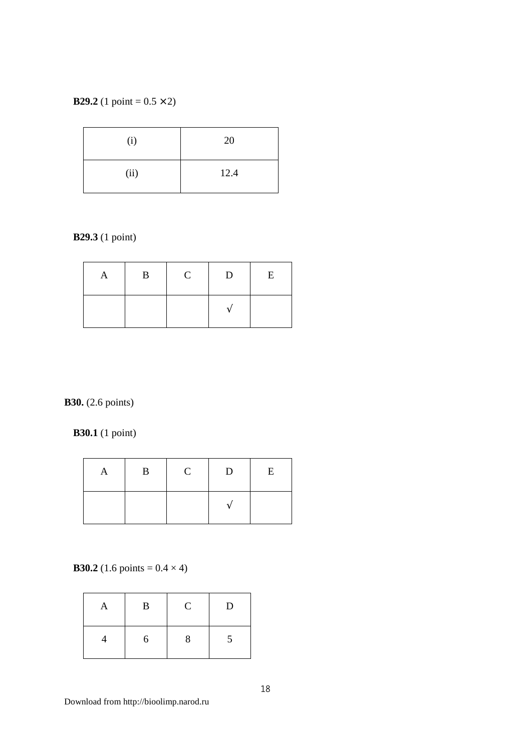**B29.2** (1 point = 0.5 × 2)

| | |
|---|---|
| (i) | 20 |
| (ii) | 12.4 |

**B29.3** (1 point)

| A | B | C | D | E |
|---|---|---|---|---|
| | | | √ | |

**B30.** (2.6 points)

**B30.1** (1 point)

| A | B | C | D | E |
|---|---|---|---|---|
| | | | √ | |

**B30.2** (1.6 points = 0.4 × 4)

| A | B | C | D |
|---|---|---|---|
| 4 | 6 | 8 | 5 |

Download from http://bioolimp.narod.ru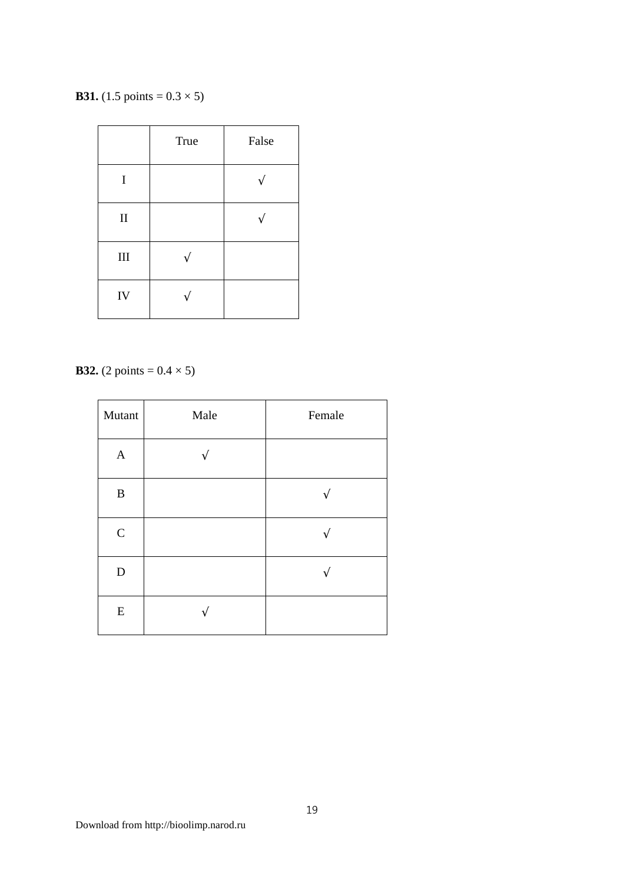**B31.** (1.5 points = 0.3 × 5)

| | True | False |
|---|---|---|
| I | | √ |
| II | | √ |
| III | √ | |
| IV | √ | |

**B32.** (2 points = 0.4 × 5)

| Mutant | Male | Female |
|---|---|---|
| A | √ | |
| B | | √ |
| C | | √ |
| D | | √ |
| E | √ | |

Download from http://bioolimp.narod.ru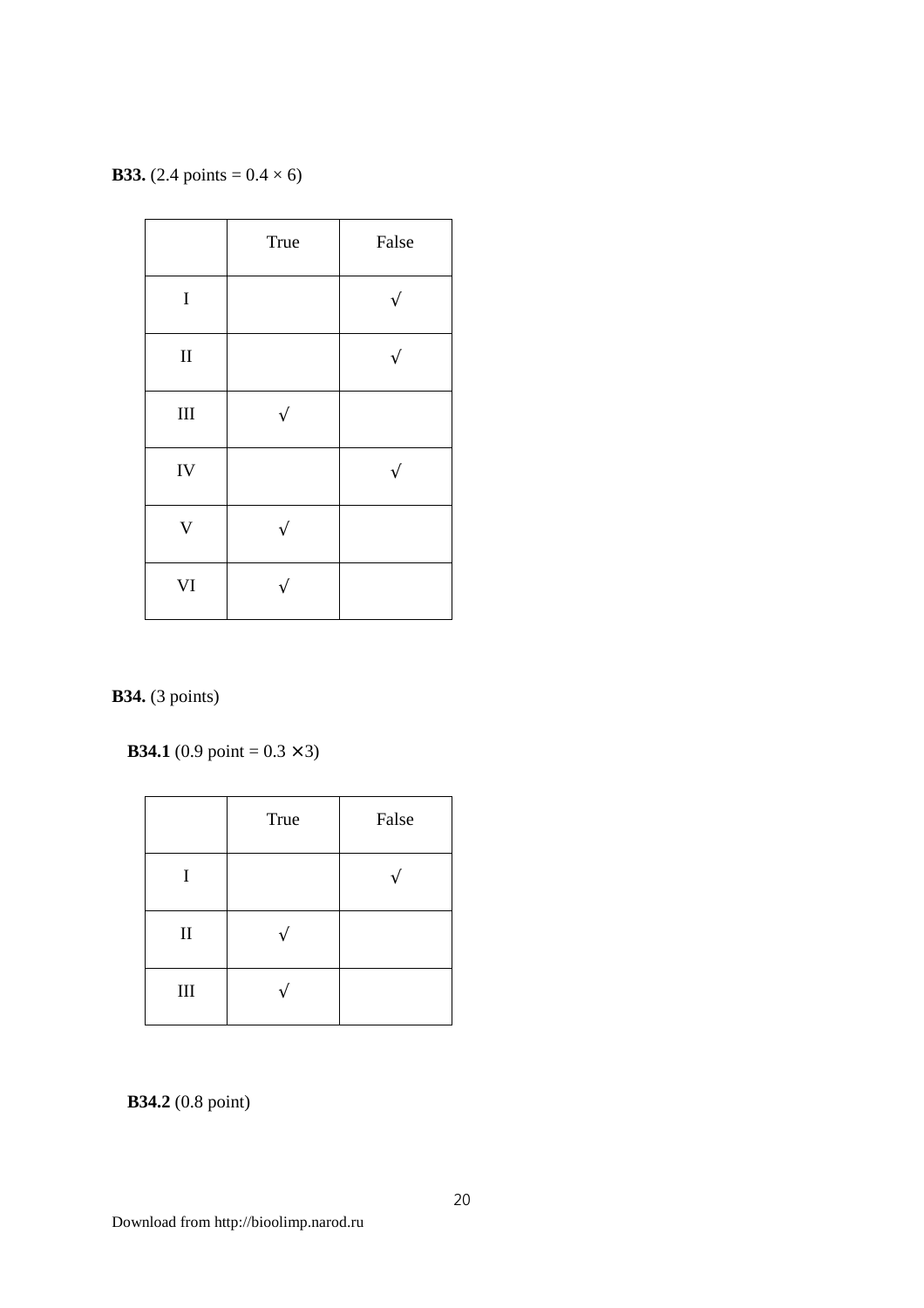**B33.** (2.4 points = 0.4 × 6)

| | True | False |
|---|---|---|
| I | | √ |
| II | | √ |
| III | √ | |
| IV | | √ |
| V | √ | |
| VI | √ | |

**B34.** (3 points)

**B34.1** (0.9 point = 0.3 × 3)

| | True | False |
|---|---|---|
| I | | √ |
| II | √ | |
| III | √ | |

**B34.2** (0.8 point)

Download from http://bioolimp.narod.ru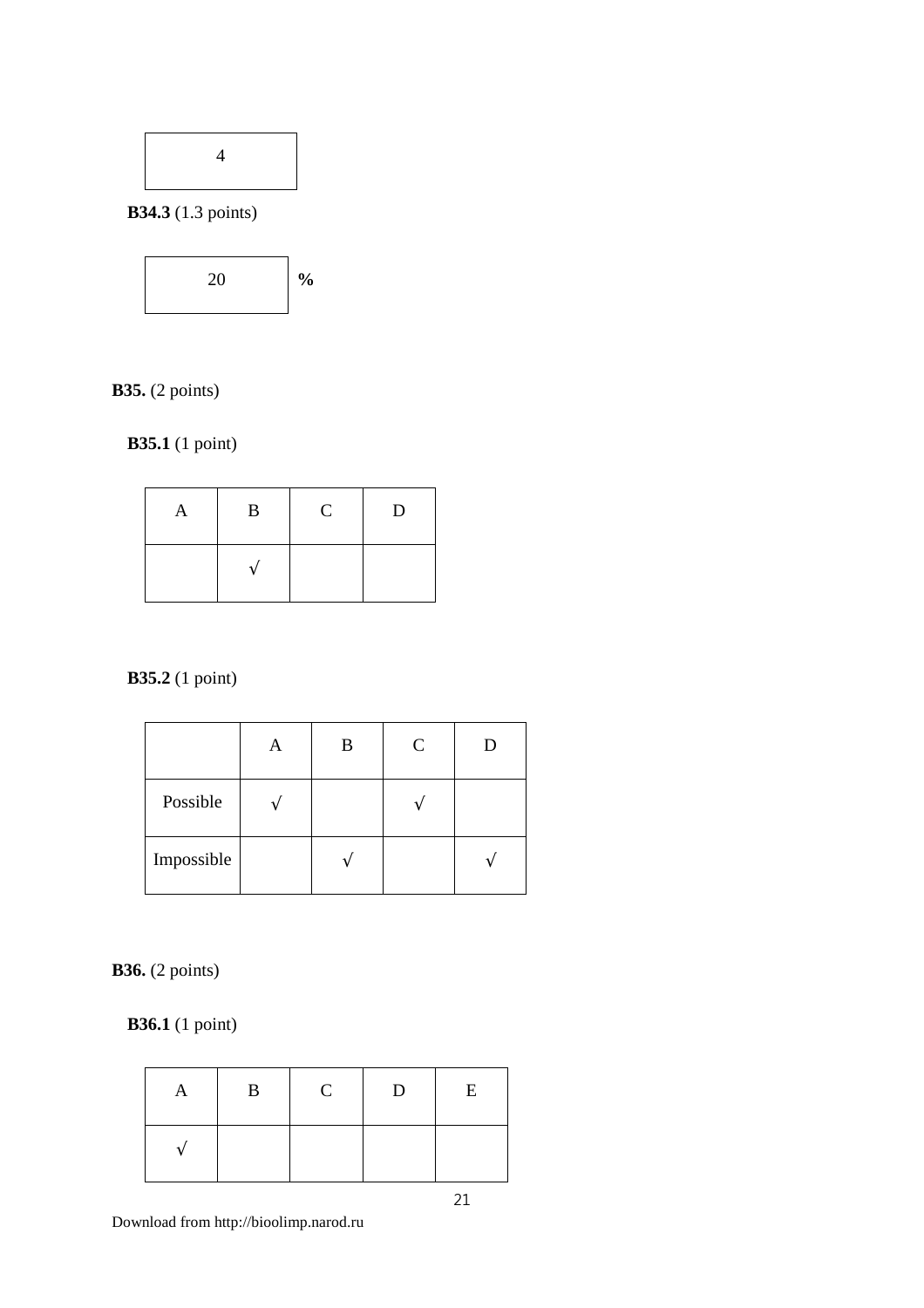| 4 |
|---|

**B34.3** (1.3 points)

| 20 | % |
|---|---|

**B35.** (2 points)

**B35.1** (1 point)

| A | B | C | D |
|---|---|---|---|
| | √ | | |

**B35.2** (1 point)

| | A | B | C | D |
|---|---|---|---|---|
| Possible | √ | | √ | |
| Impossible | | √ | | √ |

**B36.** (2 points)

**B36.1** (1 point)

| A | B | C | D | E |
|---|---|---|---|---|
| √ | | | | |

Download from http://bioolimp.narod.ru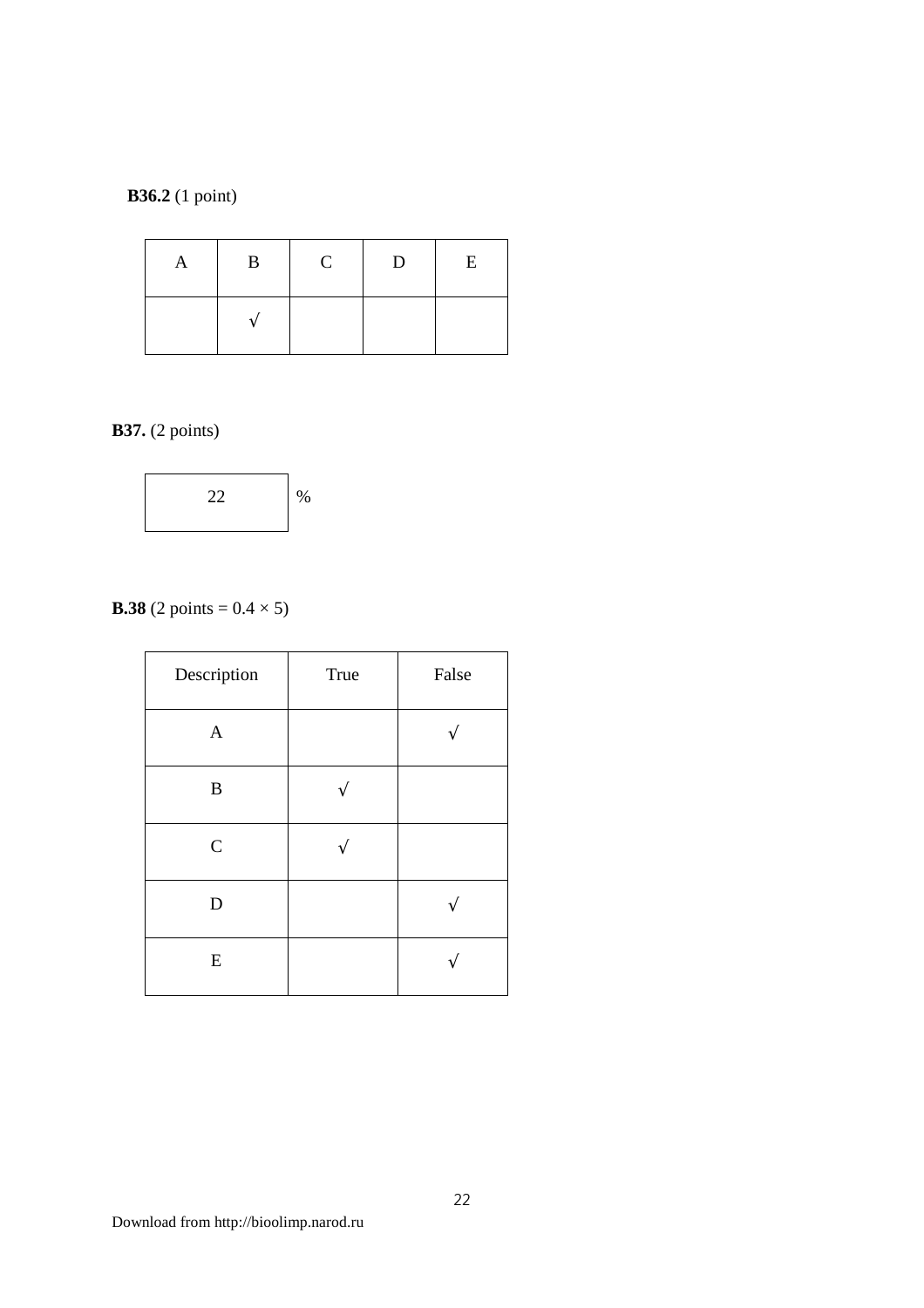**B36.2** (1 point)

| A | B | C | D | E |
|---|---|---|---|---|
|  | √ |  |  |  |

**B37.** (2 points)

| 22 |
|---|

%

**B.38** (2 points = 0.4 × 5)

| Description | True | False |
|---|---|---|
| A |  | √ |
| B | √ |  |
| C | √ |  |
| D |  | √ |
| E |  | √ |

Download from http://bioolimp.narod.ru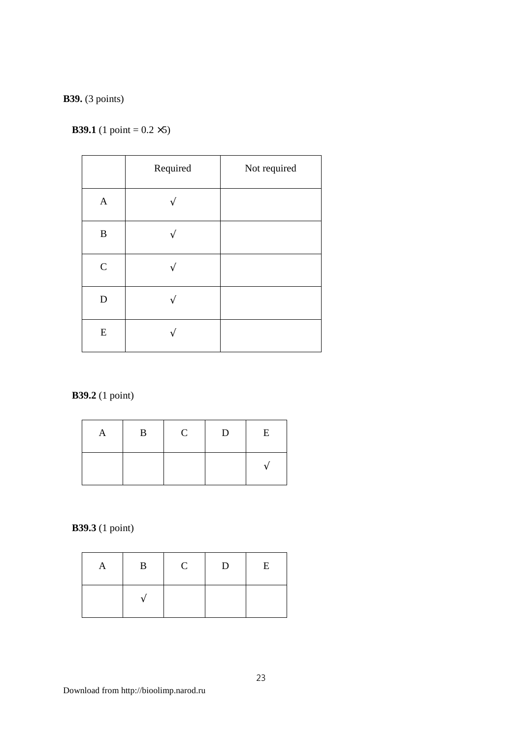**B39.** (3 points)

**B39.1** (1 point = 0.2 ×5)

| | Required | Not required |
|---|---|---|
| A | √ | |
| B | √ | |
| C | √ | |
| D | √ | |
| E | √ | |

**B39.2** (1 point)

| A | B | C | D | E |
|---|---|---|---|---|
| | | | | √ |

**B39.3** (1 point)

| A | B | C | D | E |
|---|---|---|---|---|
| | √ | | | |

Download from http://bioolimp.narod.ru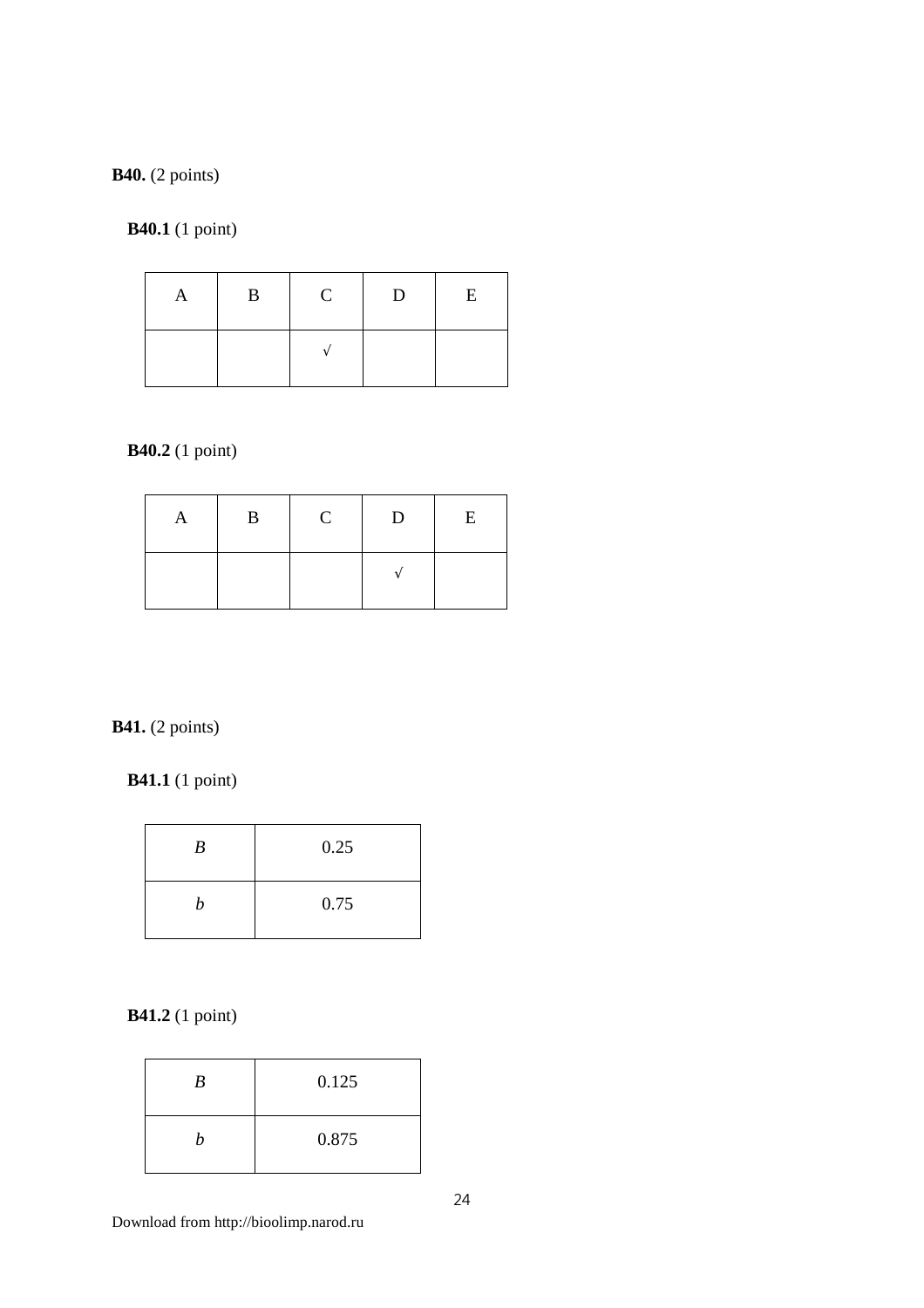**B40.** (2 points)

**B40.1** (1 point)

| A | B | C | D | E |
|---|---|---|---|---|
| | | √ | | |

**B40.2** (1 point)

| A | B | C | D | E |
|---|---|---|---|---|
| | | | √ | |

**B41.** (2 points)

**B41.1** (1 point)

| | |
|---|---|
| *B* | 0.25 |
| *b* | 0.75 |

**B41.2** (1 point)

| | |
|---|---|
| *B* | 0.125 |
| *b* | 0.875 |

Download from http://bioolimp.narod.ru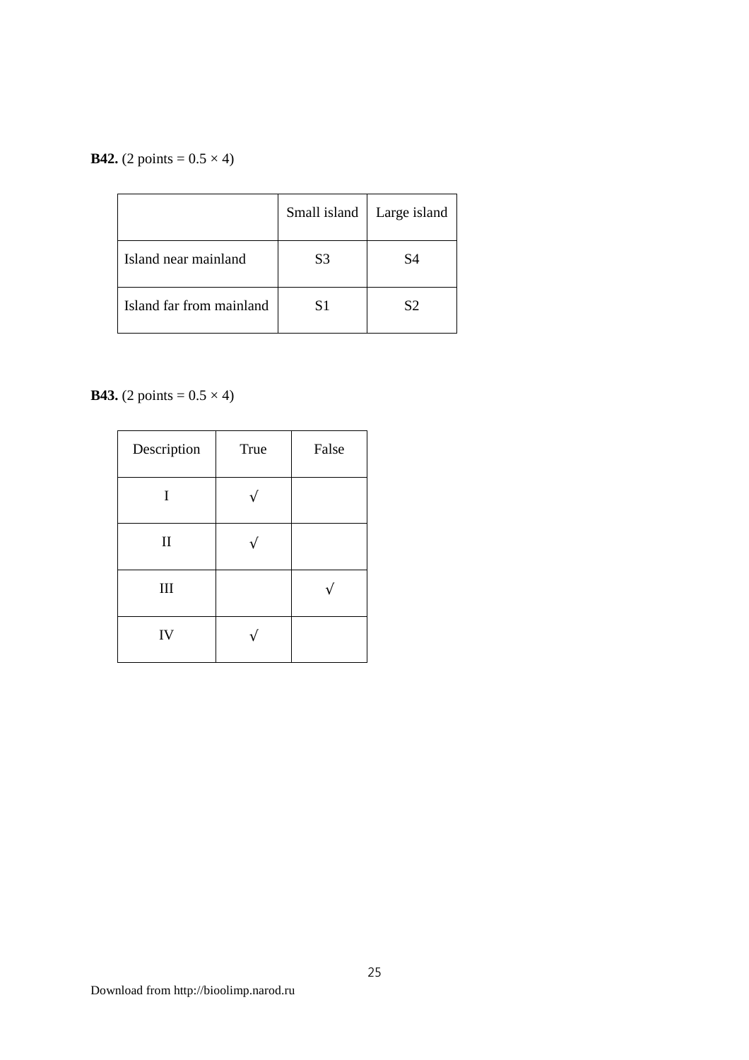**B42.** (2 points = 0.5 × 4)

| | Small island | Large island |
|---|---|---|
| Island near mainland | S3 | S4 |
| Island far from mainland | S1 | S2 |

**B43.** (2 points = 0.5 × 4)

| Description | True | False |
|---|---|---|
| I | √ | |
| II | √ | |
| III | | √ |
| IV | √ | |

Download from http://bioolimp.narod.ru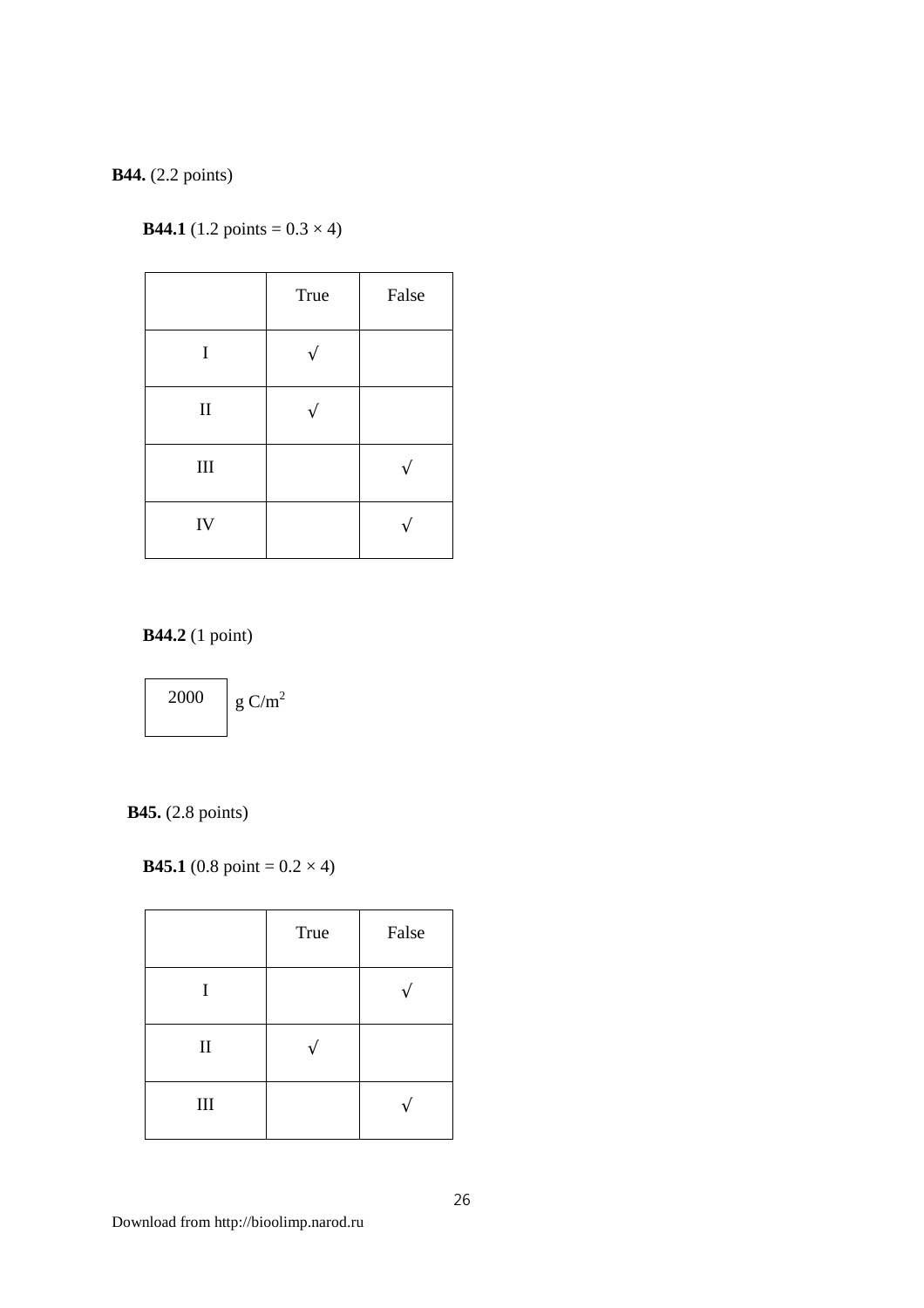**B44.** (2.2 points)

**B44.1** (1.2 points = 0.3 × 4)

| | True | False |
|---|---|---|
| I | √ | |
| II | √ | |
| III | | √ |
| IV | | √ |

**B44.2** (1 point)

| 2000 |
|---|

g C/$m^2$

**B45.** (2.8 points)

**B45.1** (0.8 point = 0.2 × 4)

| | True | False |
|---|---|---|
| I | | √ |
| II | √ | |
| III | | √ |

Download from http://bioolimp.narod.ru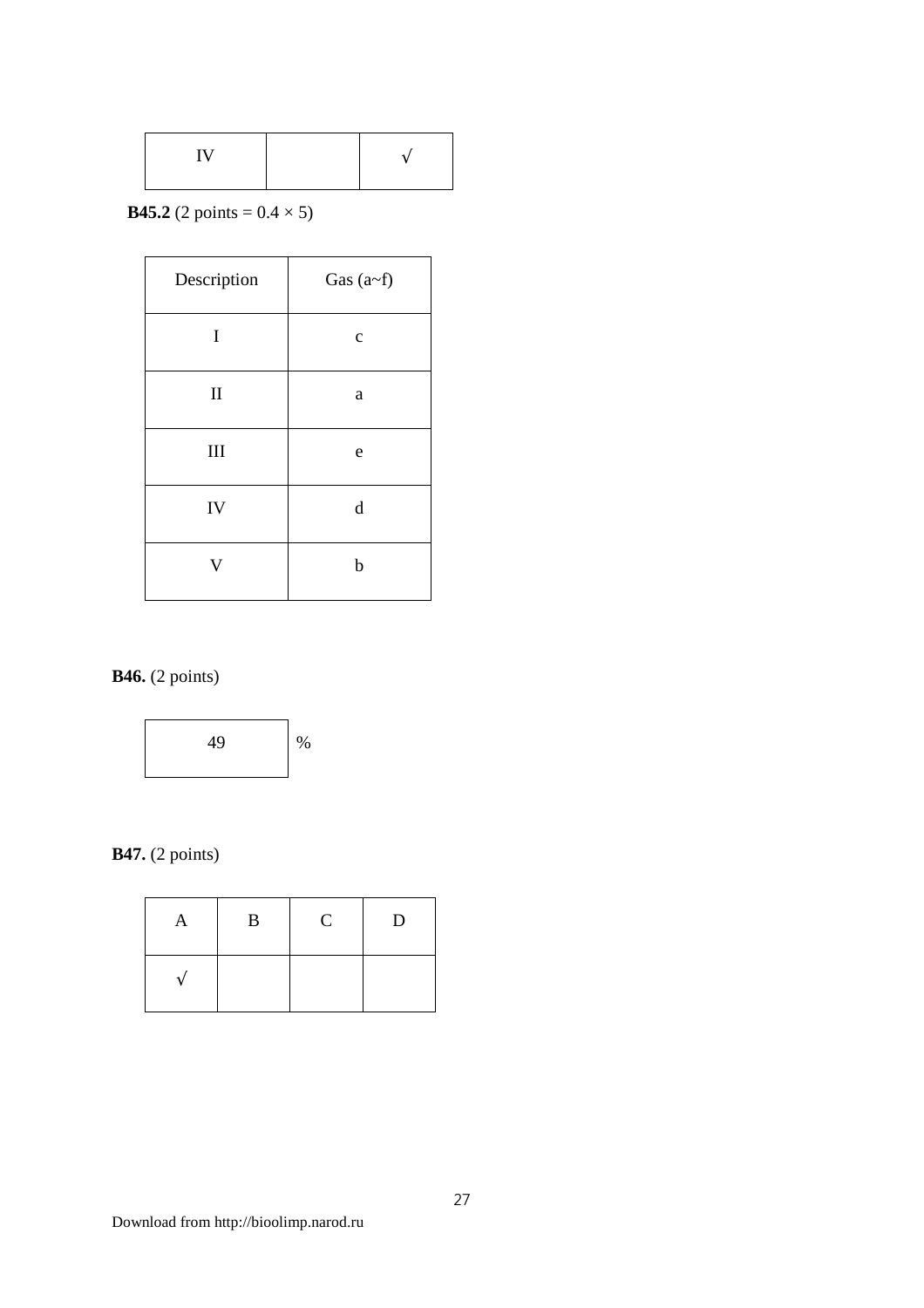| IV | | √ |
|---|---|---|

**B45.2** (2 points = 0.4 × 5)

| Description | Gas (a~f) |
|---|---|
| I | c |
| II | a |
| III | e |
| IV | d |
| V | b |

**B46.** (2 points)

| 49 | % |
|---|---|

**B47.** (2 points)

| A | B | C | D |
|---|---|---|---|
| √ | | | |

Download from http://bioolimp.narod.ru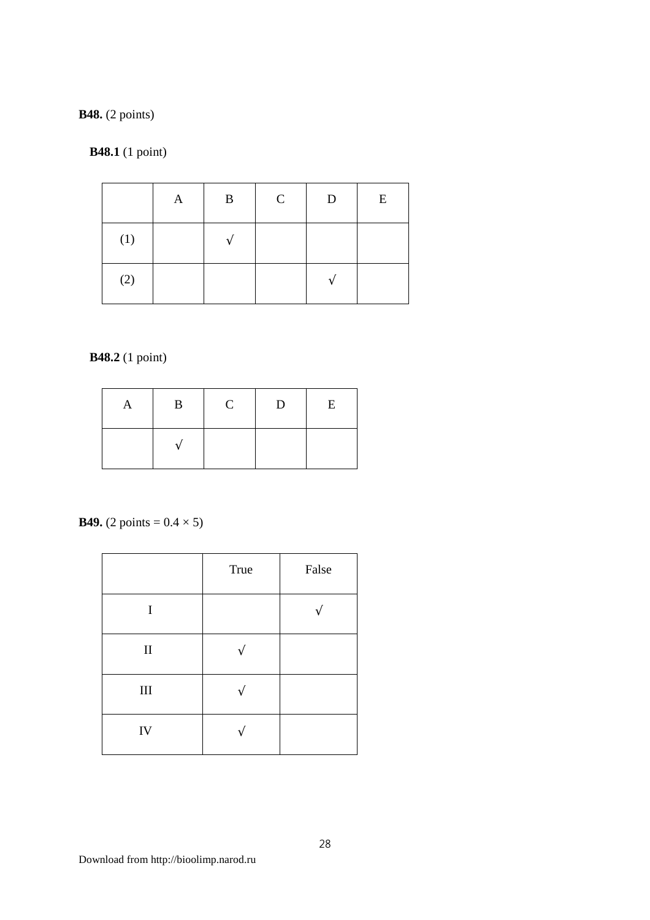**B48.** (2 points)

**B48.1** (1 point)

| | A | B | C | D | E |
|---|---|---|---|---|---|
| (1) | | √ | | | |
| (2) | | | | √ | |

**B48.2** (1 point)

| A | B | C | D | E |
|---|---|---|---|---|
| | √ | | | |

**B49.** (2 points = 0.4 × 5)

| | True | False |
|---|---|---|
| I | | √ |
| II | √ | |
| III | √ | |
| IV | √ | |

Download from http://bioolimp.narod.ru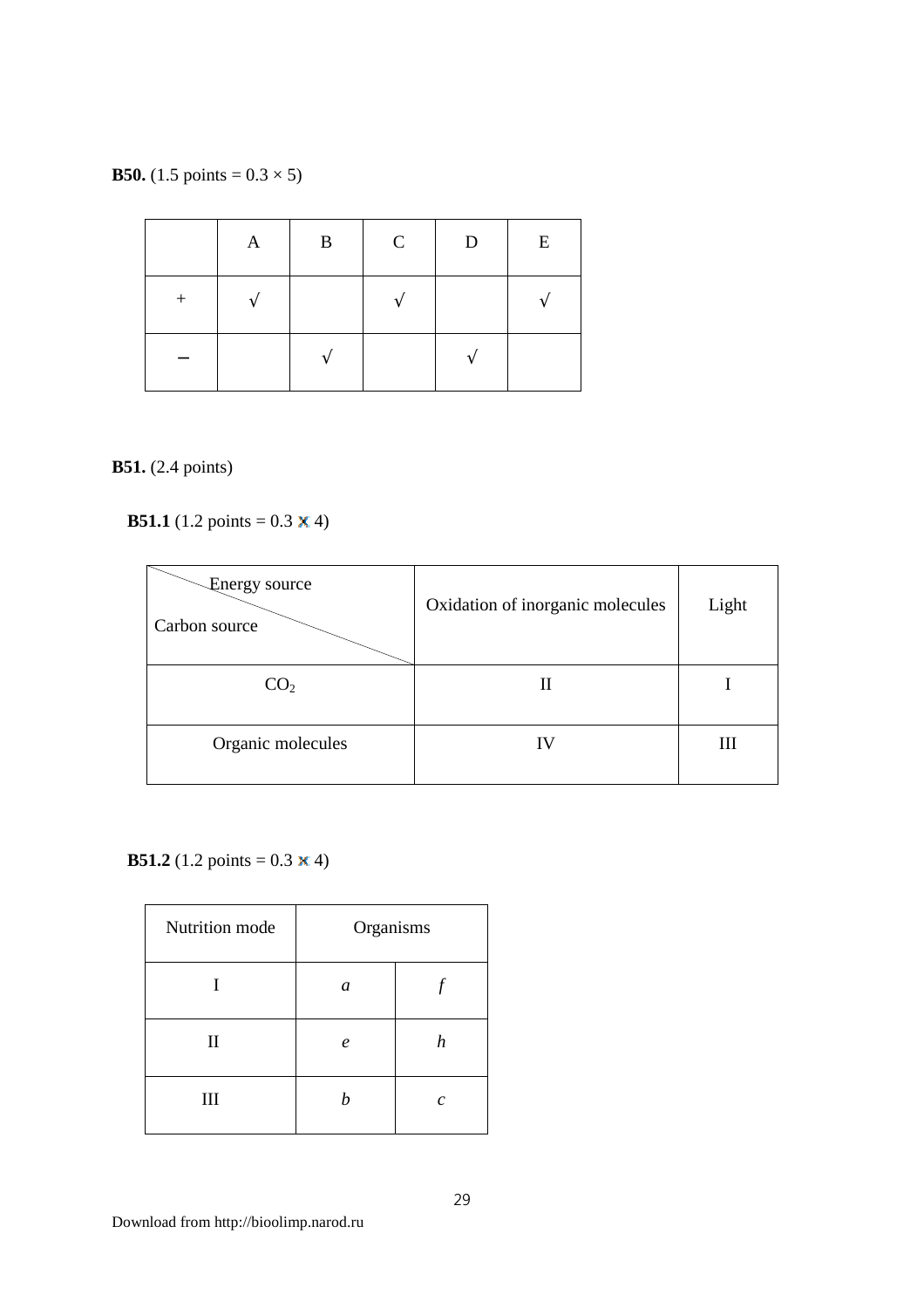**B50.** (1.5 points = 0.3 × 5)

| | A | B | C | D | E |
|---|---|---|---|---|---|
| + | √ | | √ | | √ |
| − | | √ | | √ | |

**B51.** (2.4 points)

**B51.1** (1.2 points = 0.3 × 4)

| Energy source / Carbon source | Oxidation of inorganic molecules | Light |
|---|---|---|
| $CO_2$ | II | I |
| Organic molecules | IV | III |

**B51.2** (1.2 points = 0.3 × 4)

| Nutrition mode | Organisms | |
|---|---|---|
| I | *a* | *f* |
| II | *e* | *h* |
| III | *b* | *c* |

Download from http://bioolimp.narod.ru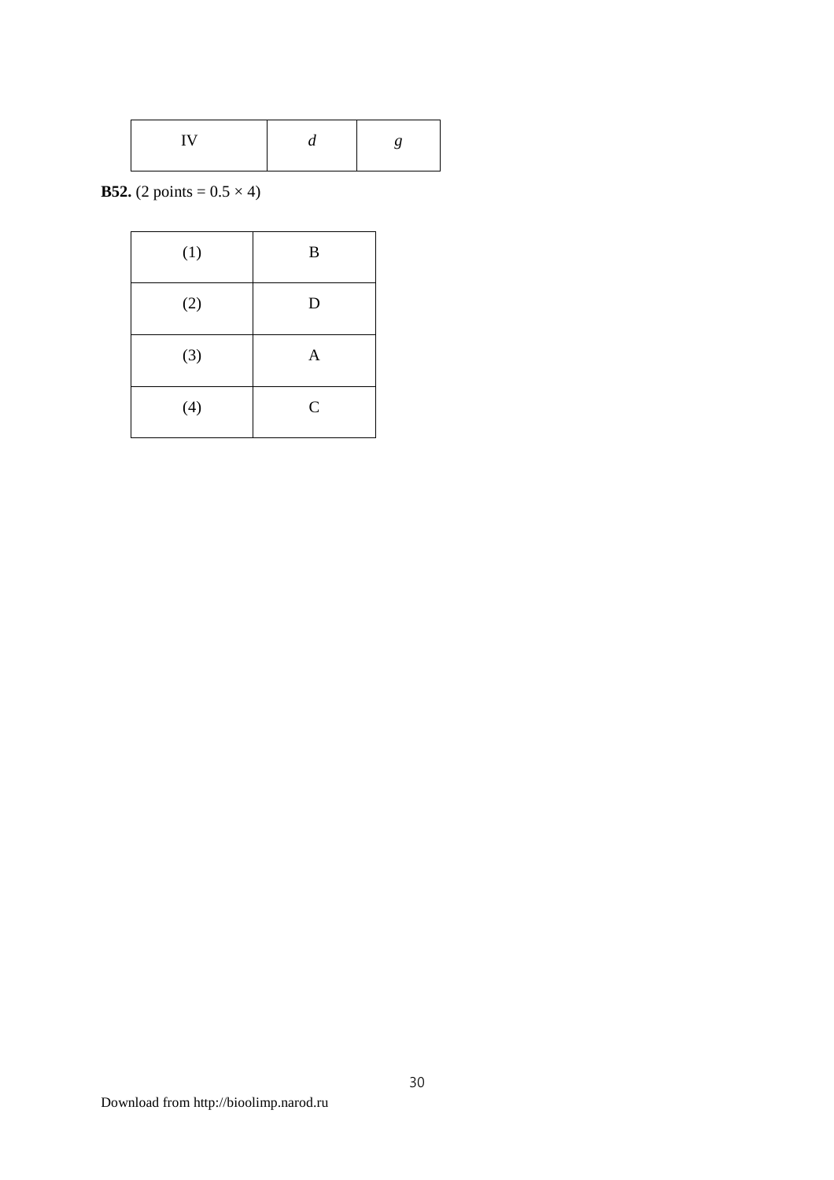| | | |
|---|---|---|
| IV | *d* | *g* |

**B52.** (2 points = 0.5 × 4)

| | |
|---|---|
| (1) | B |
| (2) | D |
| (3) | A |
| (4) | C |

Download from http://bioolimp.narod.ru